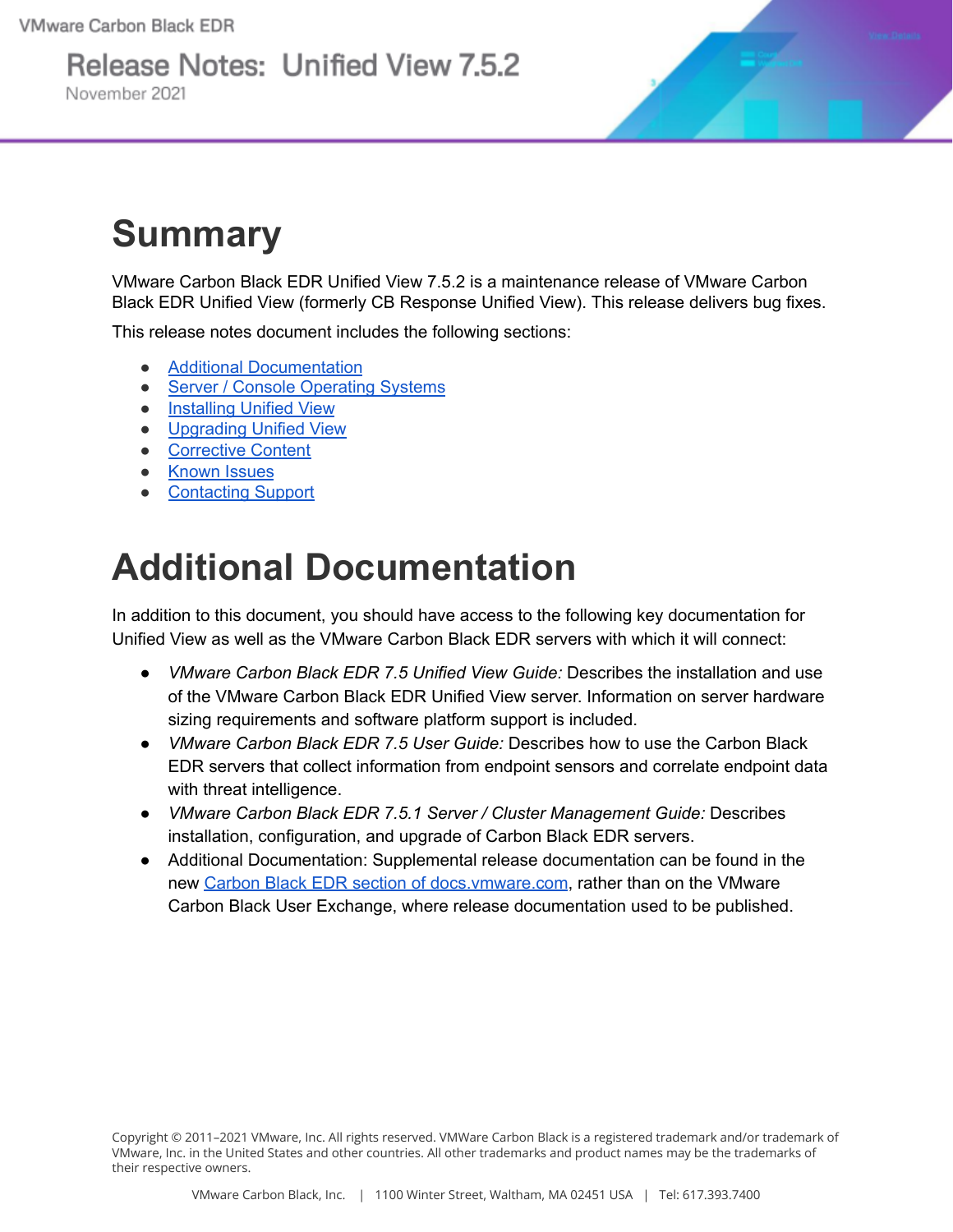# Release Notes: Unified View 7.5.2

November 2021

# Summary

VMware Carbon Black EDR Unified View 7.5.2 is a maintenance release of VMware Carbon Black EDR Unified View (formerly CB Response Unified View). This release delivers bug fixes.

This release notes document includes the following sections:

- Additional Documentation
- Server / Console Operating Systems
- Installing Unified View
- Upgrading Unified View
- Corrective Content
- Known Issues
- Contacting Support

# Additional Documentation

In addition to this document, you should have access to the following key documentation for Unified View as well as the VMware Carbon Black EDR servers with which it will connect:

- *VMware Carbon Black EDR 7.5 Unified View Guide:* Describes the installation and use of the VMware Carbon Black EDR Unified View server. Information on server hardware sizing requirements and software platform support is included.
- *VMware Carbon Black EDR 7.5 User Guide:* Describes how to use the Carbon Black EDR servers that collect information from endpoint sensors and correlate endpoint data with threat intelligence.
- *VMware Carbon Black EDR 7.5.1 Server / Cluster Management Guide:* Describes installation, configuration, and upgrade of Carbon Black EDR servers.
- Additional Documentation: Supplemental release documentation can be found in the new Carbon Black EDR section of docs.vmware.com, rather than on the VMware Carbon Black User Exchange, where release documentation used to be published.

Copyright © 2011–2021 VMware, Inc. All rights reserved. VMWare Carbon Black is a registered trademark and/or trademark of VMware, Inc. in the United States and other countries. All other trademarks and product names may be the trademarks of their respective owners.

VMware Carbon Black, Inc. | 1100 Winter Street, Waltham, MA 02451 USA | Tel: 617.393.7400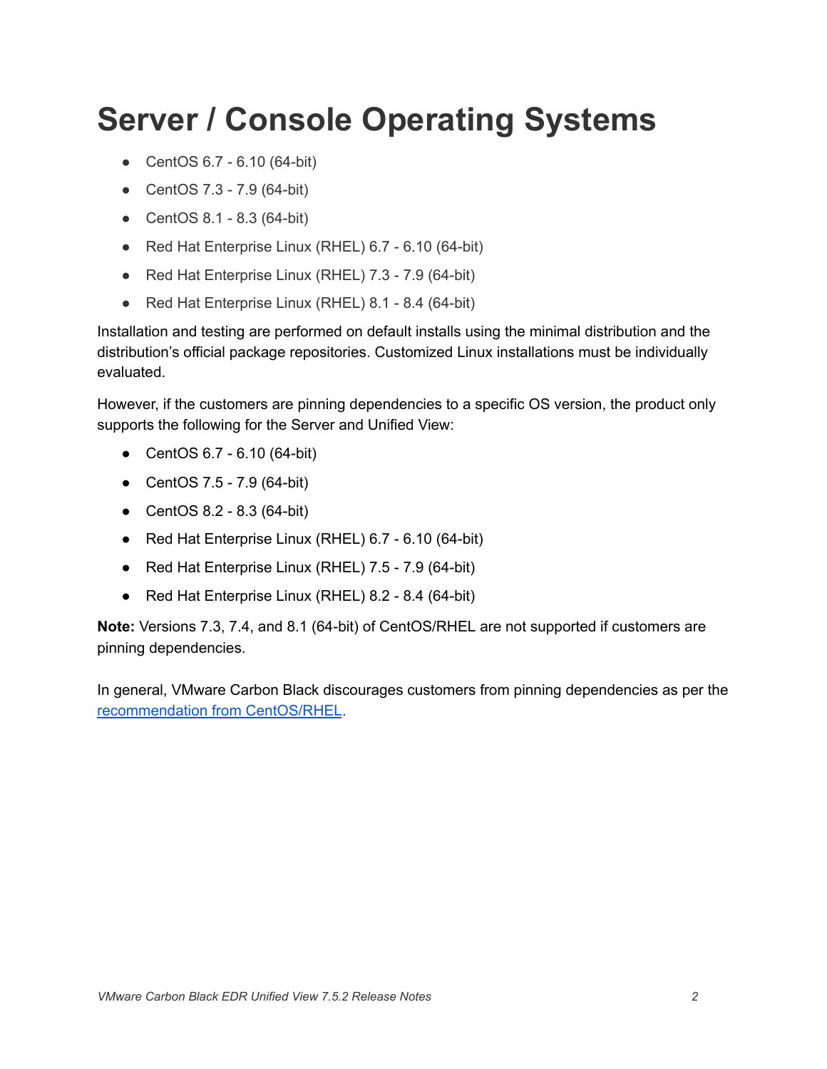# Server / Console Operating Systems

- CentOS 6.7 - 6.10 (64-bit)
- CentOS 7.3 - 7.9 (64-bit)
- CentOS 8.1 - 8.3 (64-bit)
- Red Hat Enterprise Linux (RHEL) 6.7 - 6.10 (64-bit)
- Red Hat Enterprise Linux (RHEL) 7.3 - 7.9 (64-bit)
- Red Hat Enterprise Linux (RHEL) 8.1 - 8.4 (64-bit)

Installation and testing are performed on default installs using the minimal distribution and the distribution's official package repositories. Customized Linux installations must be individually evaluated.

However, if the customers are pinning dependencies to a specific OS version, the product only supports the following for the Server and Unified View:

- CentOS 6.7 - 6.10 (64-bit)
- CentOS 7.5 - 7.9 (64-bit)
- CentOS 8.2 - 8.3 (64-bit)
- Red Hat Enterprise Linux (RHEL) 6.7 - 6.10 (64-bit)
- Red Hat Enterprise Linux (RHEL) 7.5 - 7.9 (64-bit)
- Red Hat Enterprise Linux (RHEL) 8.2 - 8.4 (64-bit)

**Note:** Versions 7.3, 7.4, and 8.1 (64-bit) of CentOS/RHEL are not supported if customers are pinning dependencies.

In general, VMware Carbon Black discourages customers from pinning dependencies as per the recommendation from CentOS/RHEL.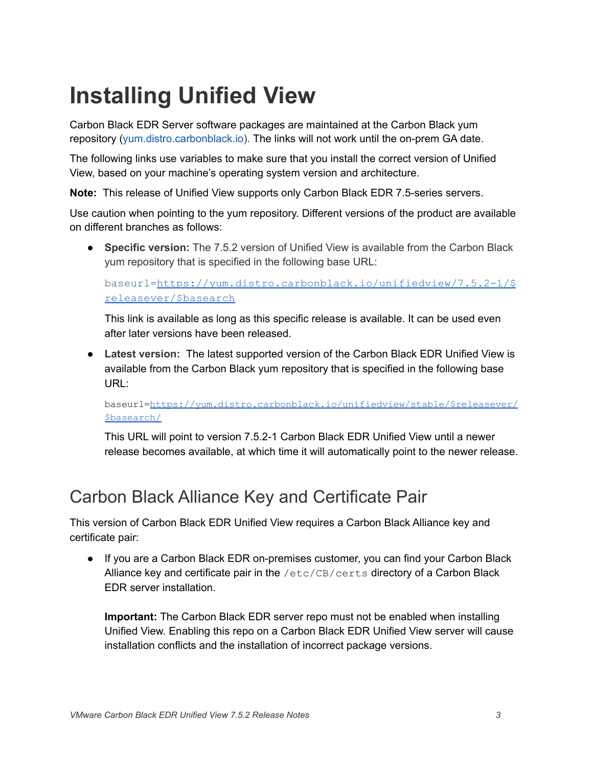# Installing Unified View

Carbon Black EDR Server software packages are maintained at the Carbon Black yum repository (yum.distro.carbonblack.io). The links will not work until the on-prem GA date.

The following links use variables to make sure that you install the correct version of Unified View, based on your machine's operating system version and architecture.

**Note:** This release of Unified View supports only Carbon Black EDR 7.5-series servers.

Use caution when pointing to the yum repository. Different versions of the product are available on different branches as follows:

- **Specific version:** The 7.5.2 version of Unified View is available from the Carbon Black yum repository that is specified in the following base URL:

  ```
  baseurl=https://yum.distro.carbonblack.io/unifiedview/7.5.2-1/$releasever/$basearch
  ```

  This link is available as long as this specific release is available. It can be used even after later versions have been released.

- **Latest version:** The latest supported version of the Carbon Black EDR Unified View is available from the Carbon Black yum repository that is specified in the following base URL:

  ```
  baseurl=https://yum.distro.carbonblack.io/unifiedview/stable/$releasever/$basearch/
  ```

  This URL will point to version 7.5.2-1 Carbon Black EDR Unified View until a newer release becomes available, at which time it will automatically point to the newer release.

## Carbon Black Alliance Key and Certificate Pair

This version of Carbon Black EDR Unified View requires a Carbon Black Alliance key and certificate pair:

- If you are a Carbon Black EDR on-premises customer, you can find your Carbon Black Alliance key and certificate pair in the `/etc/CB/certs` directory of a Carbon Black EDR server installation.

  **Important:** The Carbon Black EDR server repo must not be enabled when installing Unified View. Enabling this repo on a Carbon Black EDR Unified View server will cause installation conflicts and the installation of incorrect package versions.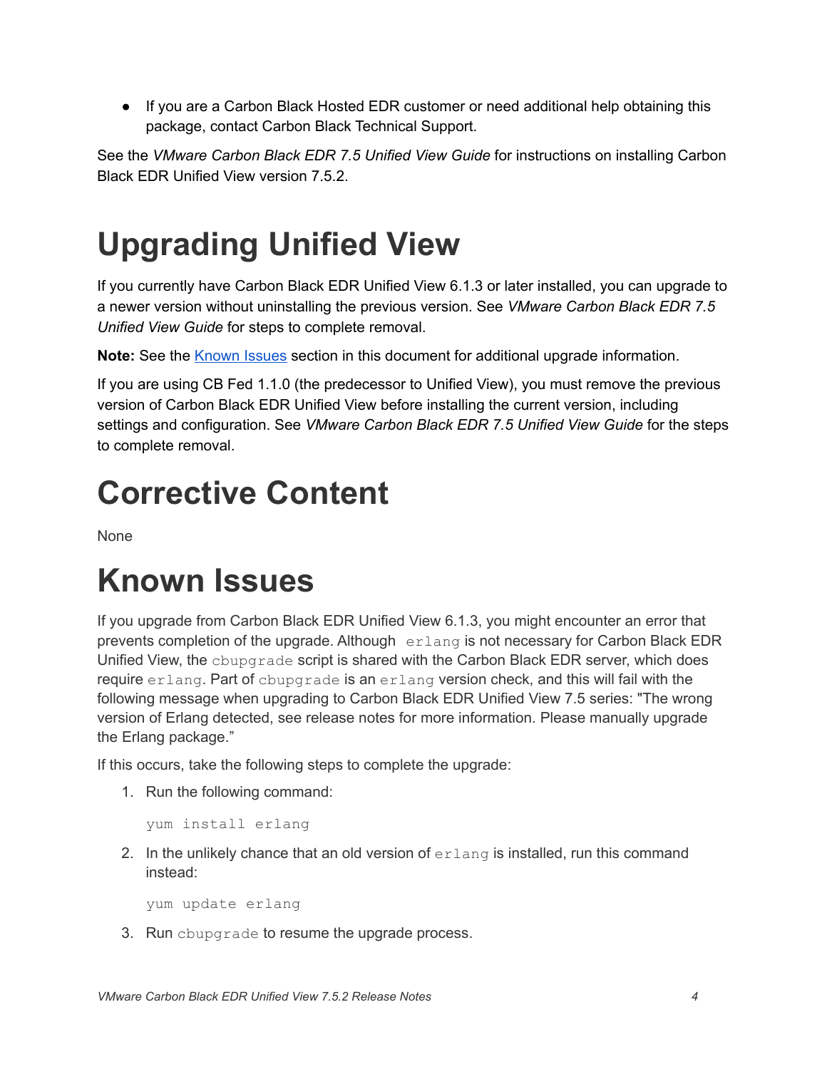- If you are a Carbon Black Hosted EDR customer or need additional help obtaining this package, contact Carbon Black Technical Support.

See the *VMware Carbon Black EDR 7.5 Unified View Guide* for instructions on installing Carbon Black EDR Unified View version 7.5.2.

# Upgrading Unified View

If you currently have Carbon Black EDR Unified View 6.1.3 or later installed, you can upgrade to a newer version without uninstalling the previous version. See *VMware Carbon Black EDR 7.5 Unified View Guide* for steps to complete removal.

**Note:** See the [Known Issues](#known-issues) section in this document for additional upgrade information.

If you are using CB Fed 1.1.0 (the predecessor to Unified View), you must remove the previous version of Carbon Black EDR Unified View before installing the current version, including settings and configuration. See *VMware Carbon Black EDR 7.5 Unified View Guide* for the steps to complete removal.

# Corrective Content

None

# Known Issues

If you upgrade from Carbon Black EDR Unified View 6.1.3, you might encounter an error that prevents completion of the upgrade. Although `erlang` is not necessary for Carbon Black EDR Unified View, the `cbupgrade` script is shared with the Carbon Black EDR server, which does require `erlang`. Part of `cbupgrade` is an `erlang` version check, and this will fail with the following message when upgrading to Carbon Black EDR Unified View 7.5 series: "The wrong version of Erlang detected, see release notes for more information. Please manually upgrade the Erlang package."

If this occurs, take the following steps to complete the upgrade:

1. Run the following command:

   ```
   yum install erlang
   ```

2. In the unlikely chance that an old version of `erlang` is installed, run this command instead:

   ```
   yum update erlang
   ```

3. Run `cbupgrade` to resume the upgrade process.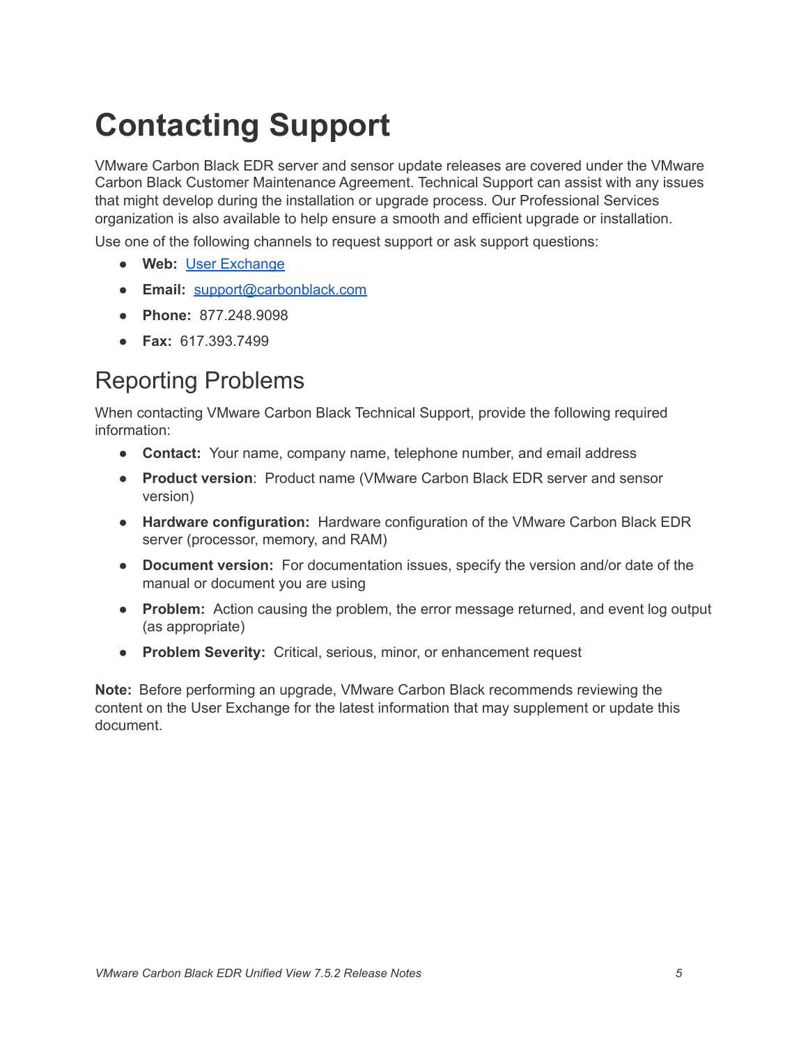# Contacting Support

VMware Carbon Black EDR server and sensor update releases are covered under the VMware Carbon Black Customer Maintenance Agreement. Technical Support can assist with any issues that might develop during the installation or upgrade process. Our Professional Services organization is also available to help ensure a smooth and efficient upgrade or installation.

Use one of the following channels to request support or ask support questions:

- **Web:** User Exchange
- **Email:** support@carbonblack.com
- **Phone:** 877.248.9098
- **Fax:** 617.393.7499

## Reporting Problems

When contacting VMware Carbon Black Technical Support, provide the following required information:

- **Contact:** Your name, company name, telephone number, and email address
- **Product version**: Product name (VMware Carbon Black EDR server and sensor version)
- **Hardware configuration:** Hardware configuration of the VMware Carbon Black EDR server (processor, memory, and RAM)
- **Document version:** For documentation issues, specify the version and/or date of the manual or document you are using
- **Problem:** Action causing the problem, the error message returned, and event log output (as appropriate)
- **Problem Severity:** Critical, serious, minor, or enhancement request

**Note:** Before performing an upgrade, VMware Carbon Black recommends reviewing the content on the User Exchange for the latest information that may supplement or update this document.